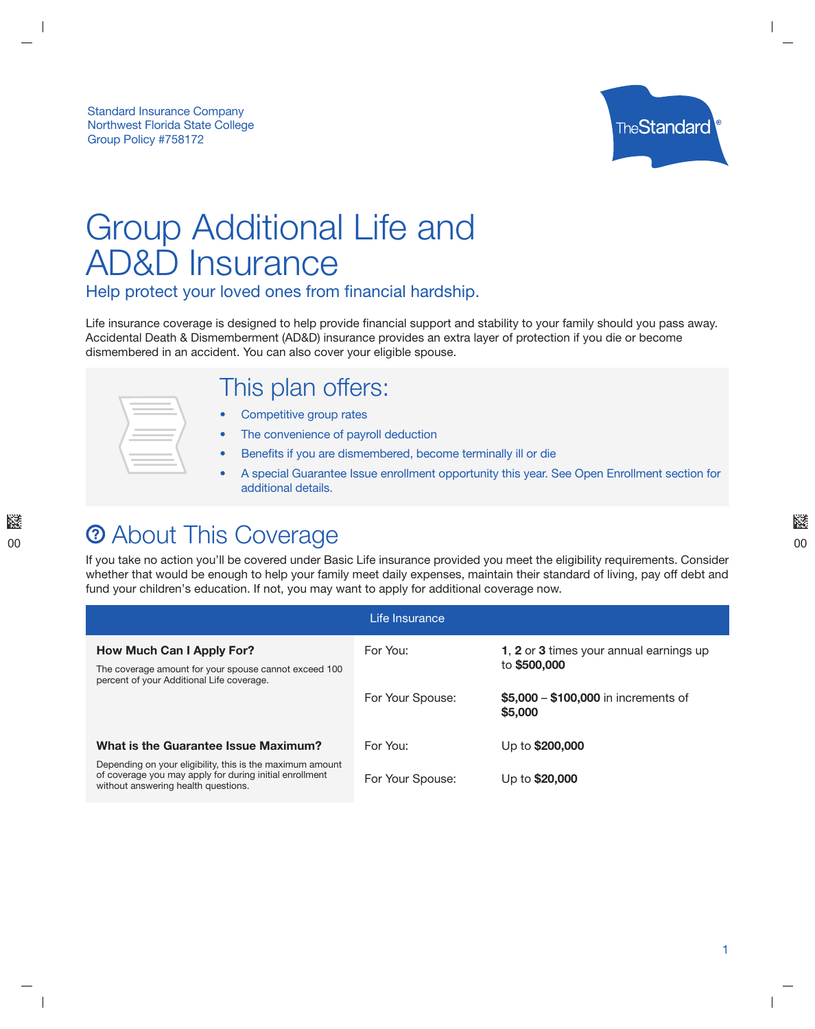Standard Insurance Company
Northwest Florida State College
Group Policy #758172

# Group Additional Life and AD&D Insurance

## Help protect your loved ones from financial hardship.

Life insurance coverage is designed to help provide financial support and stability to your family should you pass away. Accidental Death & Dismemberment (AD&D) insurance provides an extra layer of protection if you die or become dismembered in an accident. You can also cover your eligible spouse.

## This plan offers:

- Competitive group rates
- The convenience of payroll deduction
- Benefits if you are dismembered, become terminally ill or die
- A special Guarantee Issue enrollment opportunity this year. See Open Enrollment section for additional details.

## About This Coverage

If you take no action you'll be covered under Basic Life insurance provided you meet the eligibility requirements. Consider whether that would be enough to help your family meet daily expenses, maintain their standard of living, pay off debt and fund your children's education. If not, you may want to apply for additional coverage now.

| Life Insurance | | |
|---|---|---|
| **How Much Can I Apply For?** The coverage amount for your spouse cannot exceed 100 percent of your Additional Life coverage. | For You: | **1**, **2** or **3** times your annual earnings up to **$500,000** |
| | For Your Spouse: | **$5,000** – **$100,000** in increments of **$5,000** |
| **What is the Guarantee Issue Maximum?** Depending on your eligibility, this is the maximum amount of coverage you may apply for during initial enrollment without answering health questions. | For You: | Up to **$200,000** |
| | For Your Spouse: | Up to **$20,000** |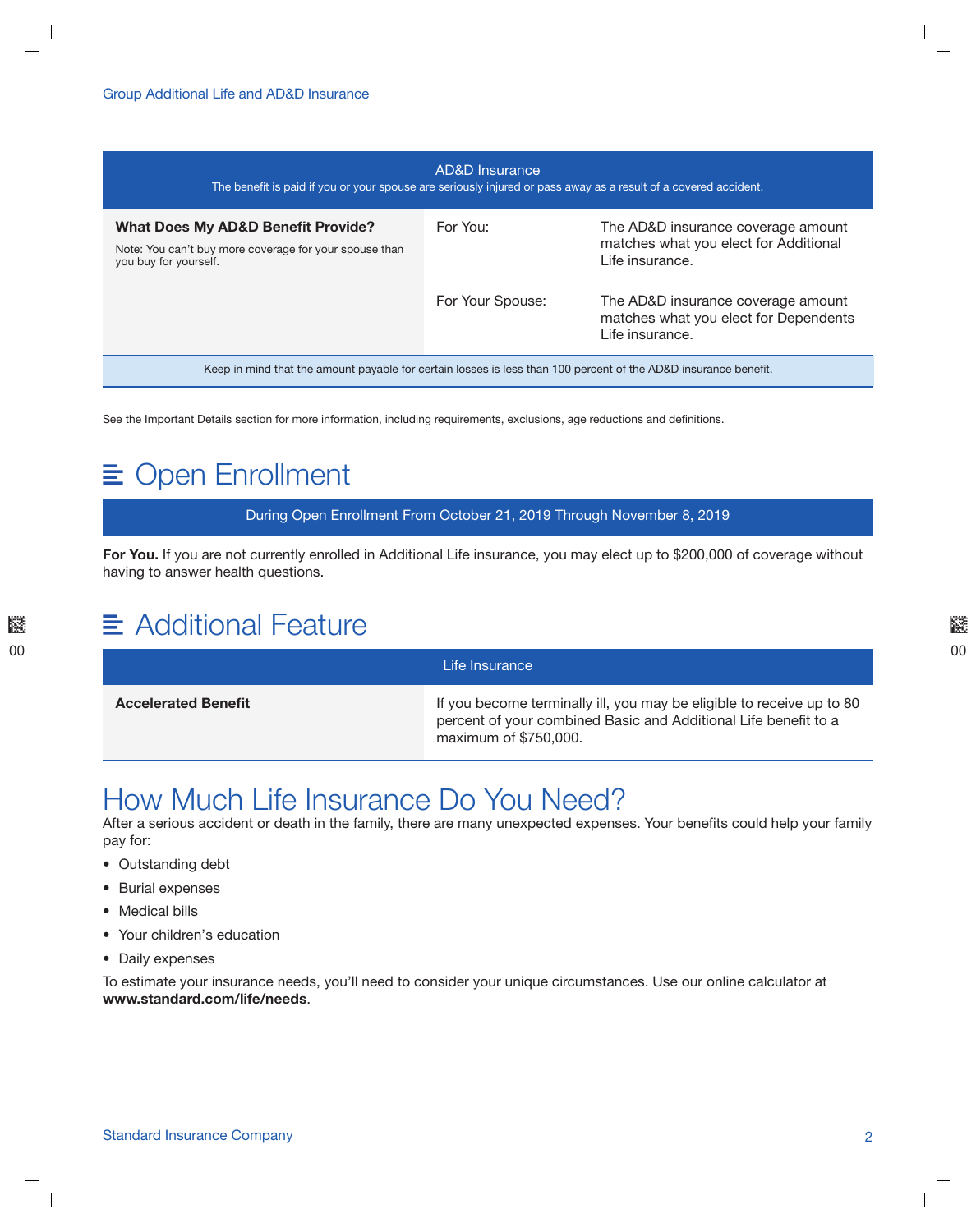| AD&D Insurance<br>The benefit is paid if you or your spouse are seriously injured or pass away as a result of a covered accident. | | |
|---|---|---|
| **What Does My AD&D Benefit Provide?**<br>Note: You can't buy more coverage for your spouse than you buy for yourself. | For You: | The AD&D insurance coverage amount matches what you elect for Additional Life insurance. |
| | For Your Spouse: | The AD&D insurance coverage amount matches what you elect for Dependents Life insurance. |
| Keep in mind that the amount payable for certain losses is less than 100 percent of the AD&D insurance benefit. | | |

See the Important Details section for more information, including requirements, exclusions, age reductions and definitions.

## Open Enrollment

**During Open Enrollment From October 21, 2019 Through November 8, 2019**

**For You.** If you are not currently enrolled in Additional Life insurance, you may elect up to $200,000 of coverage without having to answer health questions.

## Additional Feature

| Life Insurance | |
|---|---|
| **Accelerated Benefit** | If you become terminally ill, you may be eligible to receive up to 80 percent of your combined Basic and Additional Life benefit to a maximum of $750,000. |

## How Much Life Insurance Do You Need?

After a serious accident or death in the family, there are many unexpected expenses. Your benefits could help your family pay for:

- Outstanding debt
- Burial expenses
- Medical bills
- Your children's education
- Daily expenses

To estimate your insurance needs, you'll need to consider your unique circumstances. Use our online calculator at **www.standard.com/life/needs**.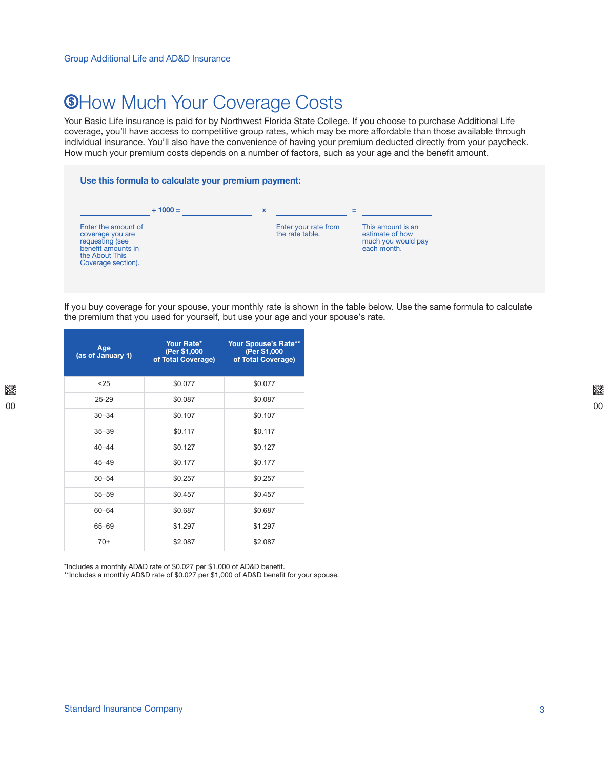# How Much Your Coverage Costs

Your Basic Life insurance is paid for by Northwest Florida State College. If you choose to purchase Additional Life coverage, you'll have access to competitive group rates, which may be more affordable than those available through individual insurance. You'll also have the convenience of having your premium deducted directly from your paycheck. How much your premium costs depends on a number of factors, such as your age and the benefit amount.

**Use this formula to calculate your premium payment:**

\_\_\_\_\_\_\_\_\_\_ ÷ 1000 = \_\_\_\_\_\_\_\_\_\_ x \_\_\_\_\_\_\_\_\_\_ = \_\_\_\_\_\_\_\_\_\_

- Enter the amount of coverage you are requesting (see benefit amounts in the About This Coverage section).
- Enter your rate from the rate table.
- This amount is an estimate of how much you would pay each month.

If you buy coverage for your spouse, your monthly rate is shown in the table below. Use the same formula to calculate the premium that you used for yourself, but use your age and your spouse's rate.

| Age (as of January 1) | Your Rate* (Per $1,000 of Total Coverage) | Your Spouse's Rate** (Per $1,000 of Total Coverage) |
|---|---|---|
| <25 | $0.077 | $0.077 |
| 25-29 | $0.087 | $0.087 |
| 30–34 | $0.107 | $0.107 |
| 35–39 | $0.117 | $0.117 |
| 40–44 | $0.127 | $0.127 |
| 45–49 | $0.177 | $0.177 |
| 50–54 | $0.257 | $0.257 |
| 55–59 | $0.457 | $0.457 |
| 60–64 | $0.687 | $0.687 |
| 65–69 | $1.297 | $1.297 |
| 70+ | $2.087 | $2.087 |

*Includes a monthly AD&D rate of $0.027 per $1,000 of AD&D benefit.
**Includes a monthly AD&D rate of $0.027 per $1,000 of AD&D benefit for your spouse.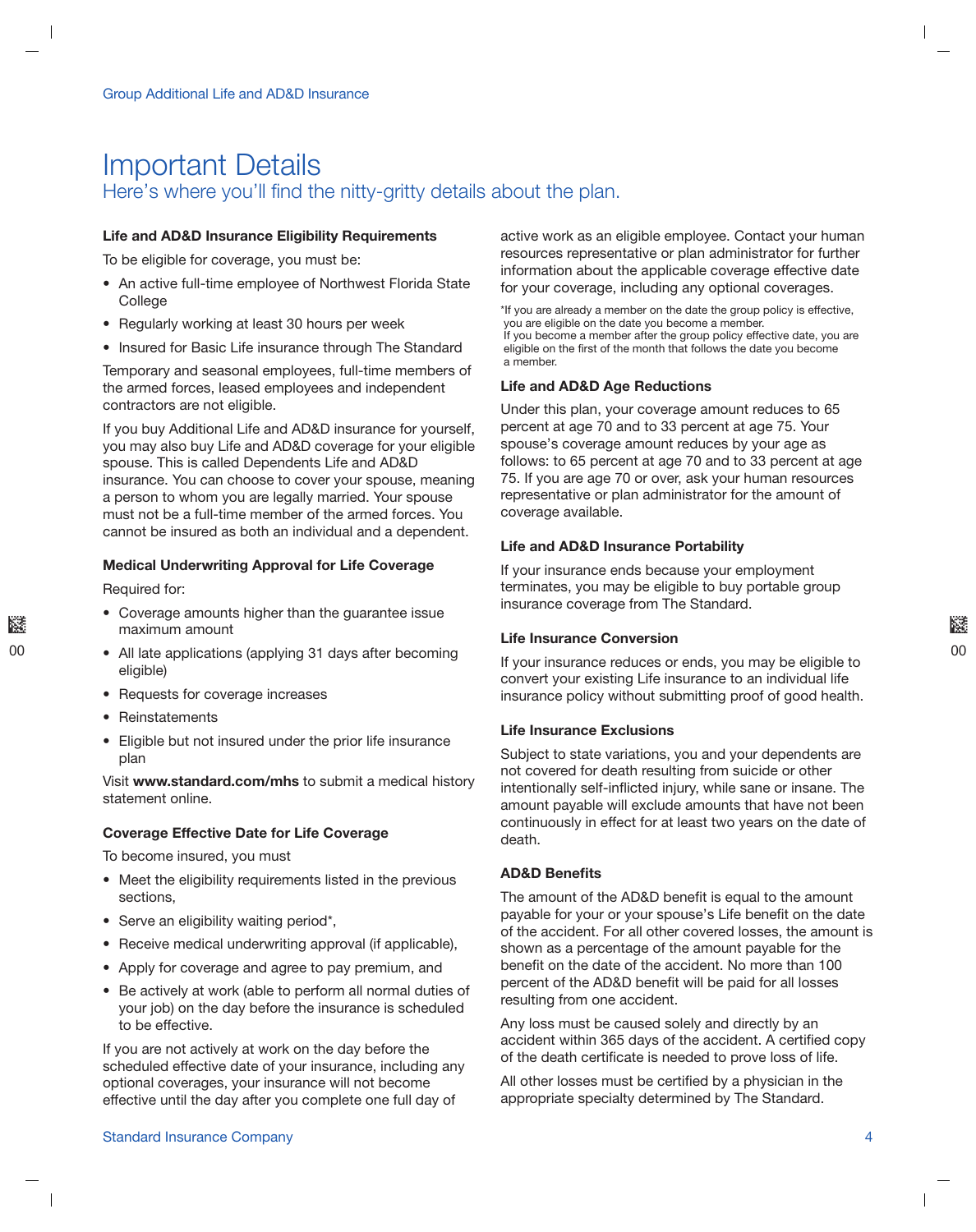# Important Details

## Here's where you'll find the nitty-gritty details about the plan.

### Life and AD&D Insurance Eligibility Requirements

To be eligible for coverage, you must be:

- An active full-time employee of Northwest Florida State College
- Regularly working at least 30 hours per week
- Insured for Basic Life insurance through The Standard

Temporary and seasonal employees, full-time members of the armed forces, leased employees and independent contractors are not eligible.

If you buy Additional Life and AD&D insurance for yourself, you may also buy Life and AD&D coverage for your eligible spouse. This is called Dependents Life and AD&D insurance. You can choose to cover your spouse, meaning a person to whom you are legally married. Your spouse must not be a full-time member of the armed forces. You cannot be insured as both an individual and a dependent.

### Medical Underwriting Approval for Life Coverage

Required for:

- Coverage amounts higher than the guarantee issue maximum amount
- All late applications (applying 31 days after becoming eligible)
- Requests for coverage increases
- Reinstatements
- Eligible but not insured under the prior life insurance plan

Visit **www.standard.com/mhs** to submit a medical history statement online.

### Coverage Effective Date for Life Coverage

To become insured, you must

- Meet the eligibility requirements listed in the previous sections,
- Serve an eligibility waiting period*,
- Receive medical underwriting approval (if applicable),
- Apply for coverage and agree to pay premium, and
- Be actively at work (able to perform all normal duties of your job) on the day before the insurance is scheduled to be effective.

If you are not actively at work on the day before the scheduled effective date of your insurance, including any optional coverages, your insurance will not become effective until the day after you complete one full day of active work as an eligible employee. Contact your human resources representative or plan administrator for further information about the applicable coverage effective date for your coverage, including any optional coverages.

*If you are already a member on the date the group policy is effective, you are eligible on the date you become a member.
If you become a member after the group policy effective date, you are eligible on the first of the month that follows the date you become a member.

### Life and AD&D Age Reductions

Under this plan, your coverage amount reduces to 65 percent at age 70 and to 33 percent at age 75. Your spouse's coverage amount reduces by your age as follows: to 65 percent at age 70 and to 33 percent at age 75. If you are age 70 or over, ask your human resources representative or plan administrator for the amount of coverage available.

### Life and AD&D Insurance Portability

If your insurance ends because your employment terminates, you may be eligible to buy portable group insurance coverage from The Standard.

### Life Insurance Conversion

If your insurance reduces or ends, you may be eligible to convert your existing Life insurance to an individual life insurance policy without submitting proof of good health.

### Life Insurance Exclusions

Subject to state variations, you and your dependents are not covered for death resulting from suicide or other intentionally self-inflicted injury, while sane or insane. The amount payable will exclude amounts that have not been continuously in effect for at least two years on the date of death.

### AD&D Benefits

The amount of the AD&D benefit is equal to the amount payable for your or your spouse's Life benefit on the date of the accident. For all other covered losses, the amount is shown as a percentage of the amount payable for the benefit on the date of the accident. No more than 100 percent of the AD&D benefit will be paid for all losses resulting from one accident.

Any loss must be caused solely and directly by an accident within 365 days of the accident. A certified copy of the death certificate is needed to prove loss of life.

All other losses must be certified by a physician in the appropriate specialty determined by The Standard.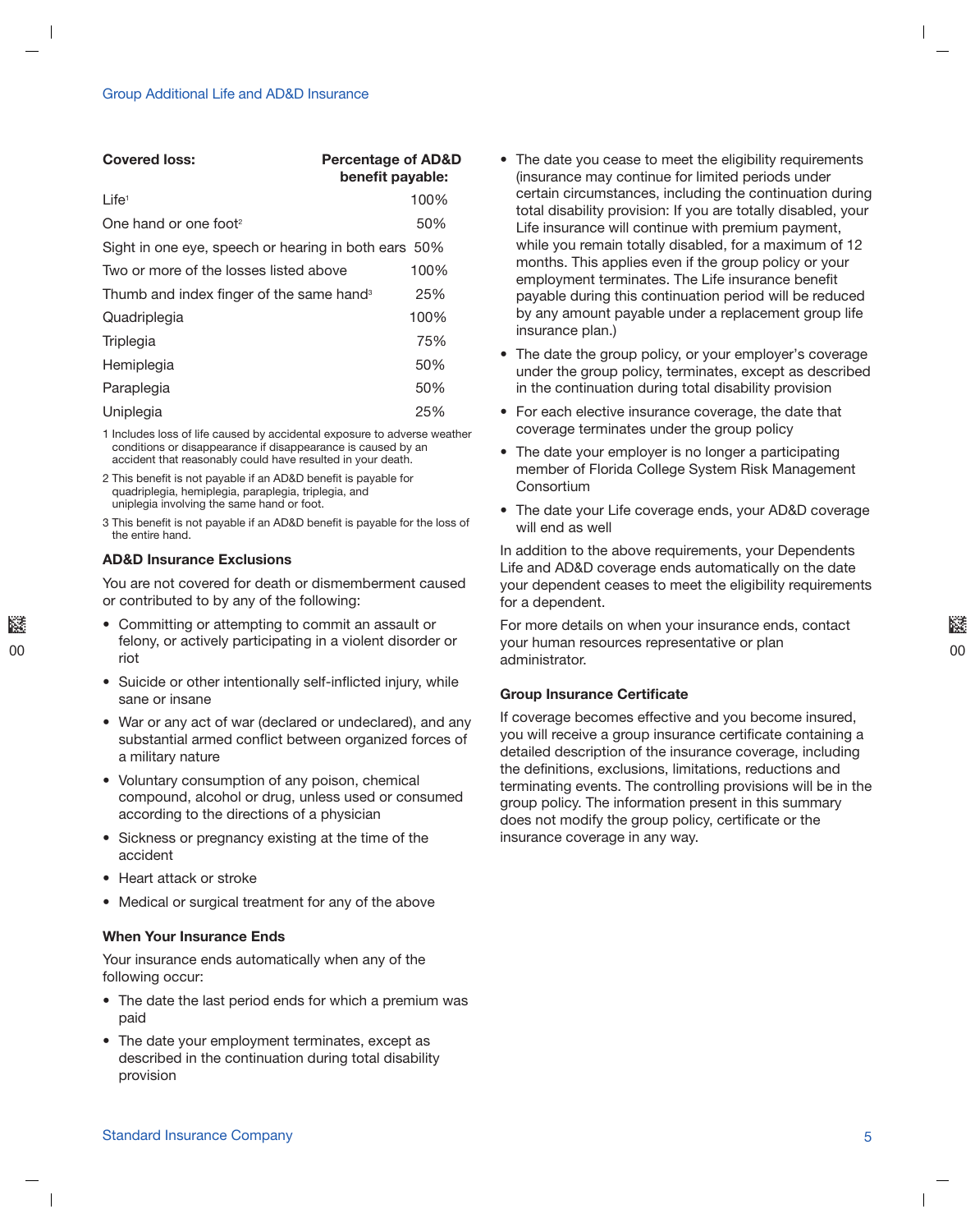| Covered loss: | Percentage of AD&D benefit payable: |
|---|---|
| Life[1] | 100% |
| One hand or one foot[2] | 50% |
| Sight in one eye, speech or hearing in both ears | 50% |
| Two or more of the losses listed above | 100% |
| Thumb and index finger of the same hand[3] | 25% |
| Quadriplegia | 100% |
| Triplegia | 75% |
| Hemiplegia | 50% |
| Paraplegia | 50% |
| Uniplegia | 25% |

1 Includes loss of life caused by accidental exposure to adverse weather conditions or disappearance if disappearance is caused by an accident that reasonably could have resulted in your death.

2 This benefit is not payable if an AD&D benefit is payable for quadriplegia, hemiplegia, paraplegia, triplegia, and uniplegia involving the same hand or foot.

3 This benefit is not payable if an AD&D benefit is payable for the loss of the entire hand.

### AD&D Insurance Exclusions

You are not covered for death or dismemberment caused or contributed to by any of the following:

- Committing or attempting to commit an assault or felony, or actively participating in a violent disorder or riot
- Suicide or other intentionally self-inflicted injury, while sane or insane
- War or any act of war (declared or undeclared), and any substantial armed conflict between organized forces of a military nature
- Voluntary consumption of any poison, chemical compound, alcohol or drug, unless used or consumed according to the directions of a physician
- Sickness or pregnancy existing at the time of the accident
- Heart attack or stroke
- Medical or surgical treatment for any of the above

### When Your Insurance Ends

Your insurance ends automatically when any of the following occur:

- The date the last period ends for which a premium was paid
- The date your employment terminates, except as described in the continuation during total disability provision
- The date you cease to meet the eligibility requirements (insurance may continue for limited periods under certain circumstances, including the continuation during total disability provision: If you are totally disabled, your Life insurance will continue with premium payment, while you remain totally disabled, for a maximum of 12 months. This applies even if the group policy or your employment terminates. The Life insurance benefit payable during this continuation period will be reduced by any amount payable under a replacement group life insurance plan.)
- The date the group policy, or your employer's coverage under the group policy, terminates, except as described in the continuation during total disability provision
- For each elective insurance coverage, the date that coverage terminates under the group policy
- The date your employer is no longer a participating member of Florida College System Risk Management Consortium
- The date your Life coverage ends, your AD&D coverage will end as well

In addition to the above requirements, your Dependents Life and AD&D coverage ends automatically on the date your dependent ceases to meet the eligibility requirements for a dependent.

For more details on when your insurance ends, contact your human resources representative or plan administrator.

### Group Insurance Certificate

If coverage becomes effective and you become insured, you will receive a group insurance certificate containing a detailed description of the insurance coverage, including the definitions, exclusions, limitations, reductions and terminating events. The controlling provisions will be in the group policy. The information present in this summary does not modify the group policy, certificate or the insurance coverage in any way.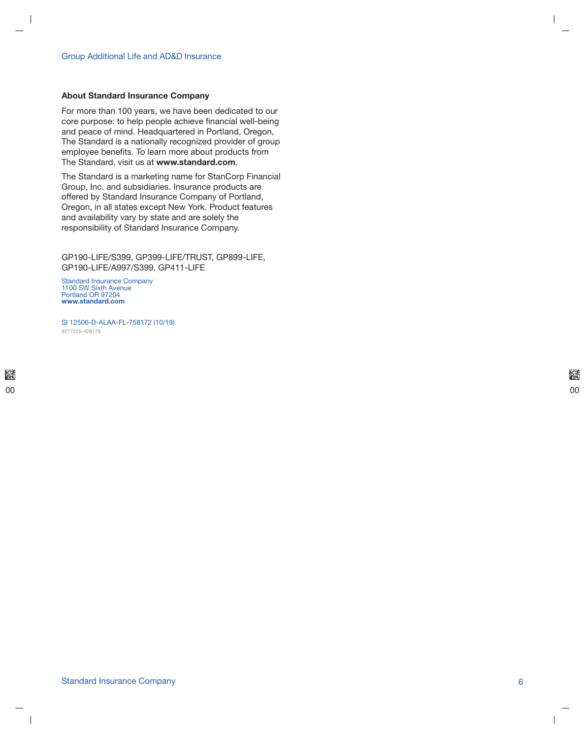## About Standard Insurance Company

For more than 100 years, we have been dedicated to our core purpose: to help people achieve financial well-being and peace of mind. Headquartered in Portland, Oregon, The Standard is a nationally recognized provider of group employee benefits. To learn more about products from The Standard, visit us at **www.standard.com**.

The Standard is a marketing name for StanCorp Financial Group, Inc. and subsidiaries. Insurance products are offered by Standard Insurance Company of Portland, Oregon, in all states except New York. Product features and availability vary by state and are solely the responsibility of Standard Insurance Company.

GP190-LIFE/S399, GP399-LIFE/TRUST, GP899-LIFE, GP190-LIFE/A997/S399, GP411-LIFE

Standard Insurance Company
1100 SW Sixth Avenue
Portland OR 97204
**www.standard.com**

SI 12506-D-ALAA-FL-758172 (10/19)
6217225-428178